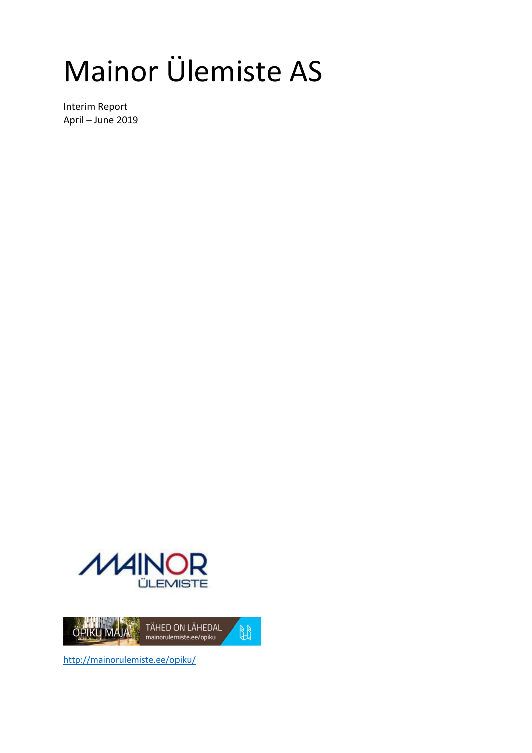# Mainor Ülemiste AS

Interim Report
April – June 2019

http://mainorulemiste.ee/opiku/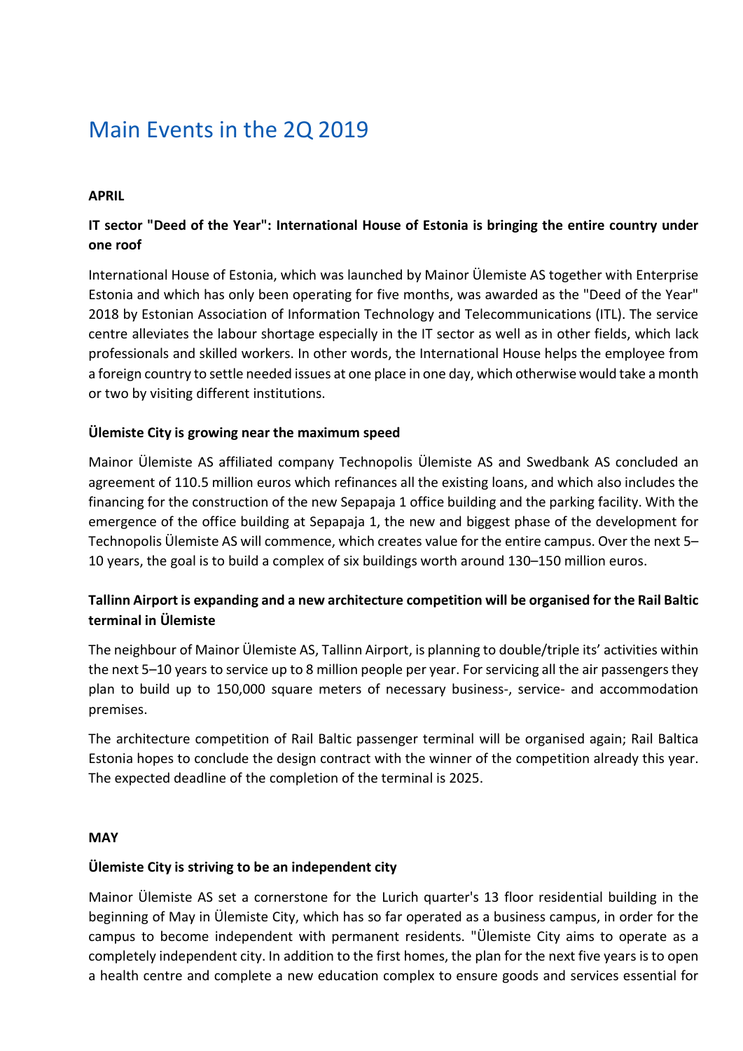# Main Events in the 2Q 2019

**APRIL**

**IT sector "Deed of the Year": International House of Estonia is bringing the entire country under one roof**

International House of Estonia, which was launched by Mainor Ülemiste AS together with Enterprise Estonia and which has only been operating for five months, was awarded as the "Deed of the Year" 2018 by Estonian Association of Information Technology and Telecommunications (ITL). The service centre alleviates the labour shortage especially in the IT sector as well as in other fields, which lack professionals and skilled workers. In other words, the International House helps the employee from a foreign country to settle needed issues at one place in one day, which otherwise would take a month or two by visiting different institutions.

**Ülemiste City is growing near the maximum speed**

Mainor Ülemiste AS affiliated company Technopolis Ülemiste AS and Swedbank AS concluded an agreement of 110.5 million euros which refinances all the existing loans, and which also includes the financing for the construction of the new Sepapaja 1 office building and the parking facility. With the emergence of the office building at Sepapaja 1, the new and biggest phase of the development for Technopolis Ülemiste AS will commence, which creates value for the entire campus. Over the next 5–10 years, the goal is to build a complex of six buildings worth around 130–150 million euros.

**Tallinn Airport is expanding and a new architecture competition will be organised for the Rail Baltic terminal in Ülemiste**

The neighbour of Mainor Ülemiste AS, Tallinn Airport, is planning to double/triple its' activities within the next 5–10 years to service up to 8 million people per year. For servicing all the air passengers they plan to build up to 150,000 square meters of necessary business-, service- and accommodation premises.

The architecture competition of Rail Baltic passenger terminal will be organised again; Rail Baltica Estonia hopes to conclude the design contract with the winner of the competition already this year. The expected deadline of the completion of the terminal is 2025.

**MAY**

**Ülemiste City is striving to be an independent city**

Mainor Ülemiste AS set a cornerstone for the Lurich quarter's 13 floor residential building in the beginning of May in Ülemiste City, which has so far operated as a business campus, in order for the campus to become independent with permanent residents. "Ülemiste City aims to operate as a completely independent city. In addition to the first homes, the plan for the next five years is to open a health centre and complete a new education complex to ensure goods and services essential for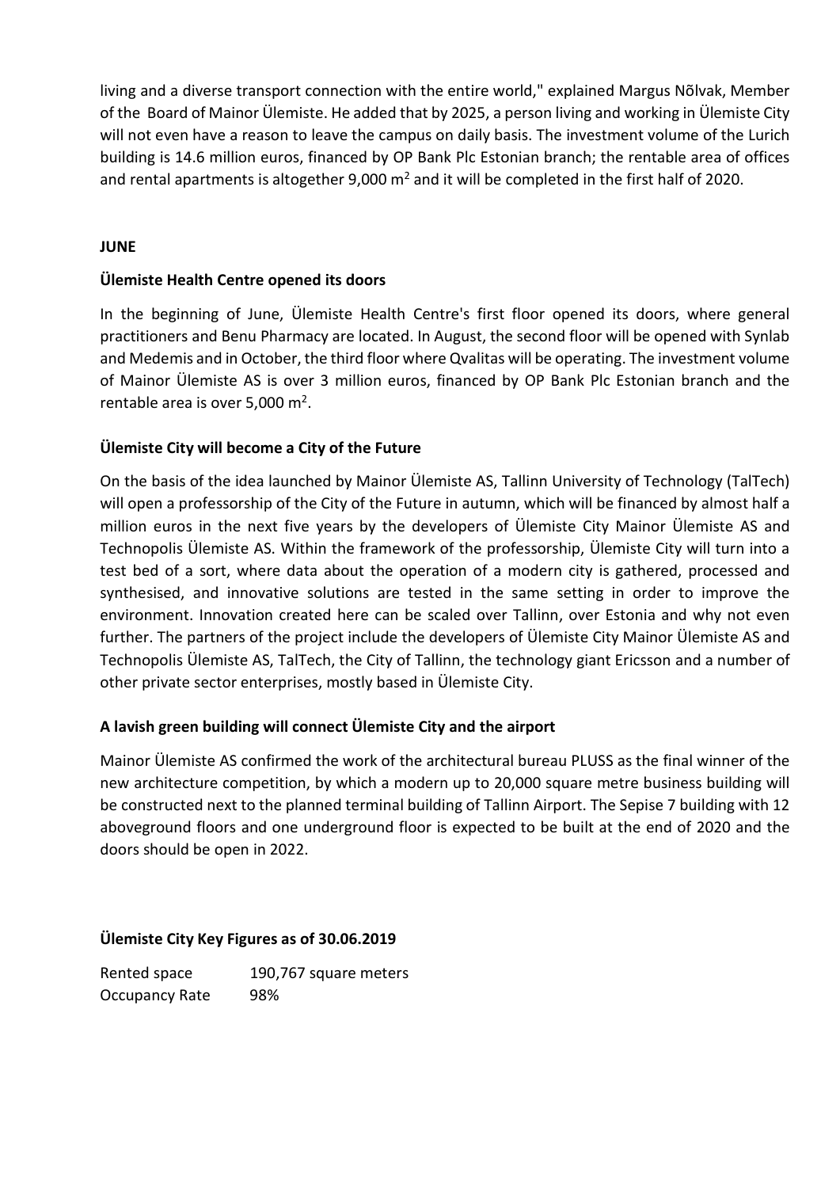living and a diverse transport connection with the entire world," explained Margus Nõlvak, Member of the Board of Mainor Ülemiste. He added that by 2025, a person living and working in Ülemiste City will not even have a reason to leave the campus on daily basis. The investment volume of the Lurich building is 14.6 million euros, financed by OP Bank Plc Estonian branch; the rentable area of offices and rental apartments is altogether 9,000 m$^2$ and it will be completed in the first half of 2020.

**JUNE**

**Ülemiste Health Centre opened its doors**

In the beginning of June, Ülemiste Health Centre's first floor opened its doors, where general practitioners and Benu Pharmacy are located. In August, the second floor will be opened with Synlab and Medemis and in October, the third floor where Qvalitas will be operating. The investment volume of Mainor Ülemiste AS is over 3 million euros, financed by OP Bank Plc Estonian branch and the rentable area is over 5,000 m$^2$.

**Ülemiste City will become a City of the Future**

On the basis of the idea launched by Mainor Ülemiste AS, Tallinn University of Technology (TalTech) will open a professorship of the City of the Future in autumn, which will be financed by almost half a million euros in the next five years by the developers of Ülemiste City Mainor Ülemiste AS and Technopolis Ülemiste AS. Within the framework of the professorship, Ülemiste City will turn into a test bed of a sort, where data about the operation of a modern city is gathered, processed and synthesised, and innovative solutions are tested in the same setting in order to improve the environment. Innovation created here can be scaled over Tallinn, over Estonia and why not even further. The partners of the project include the developers of Ülemiste City Mainor Ülemiste AS and Technopolis Ülemiste AS, TalTech, the City of Tallinn, the technology giant Ericsson and a number of other private sector enterprises, mostly based in Ülemiste City.

**A lavish green building will connect Ülemiste City and the airport**

Mainor Ülemiste AS confirmed the work of the architectural bureau PLUSS as the final winner of the new architecture competition, by which a modern up to 20,000 square metre business building will be constructed next to the planned terminal building of Tallinn Airport. The Sepise 7 building with 12 aboveground floors and one underground floor is expected to be built at the end of 2020 and the doors should be open in 2022.

**Ülemiste City Key Figures as of 30.06.2019**

| | |
|---|---|
| Rented space | 190,767 square meters |
| Occupancy Rate | 98% |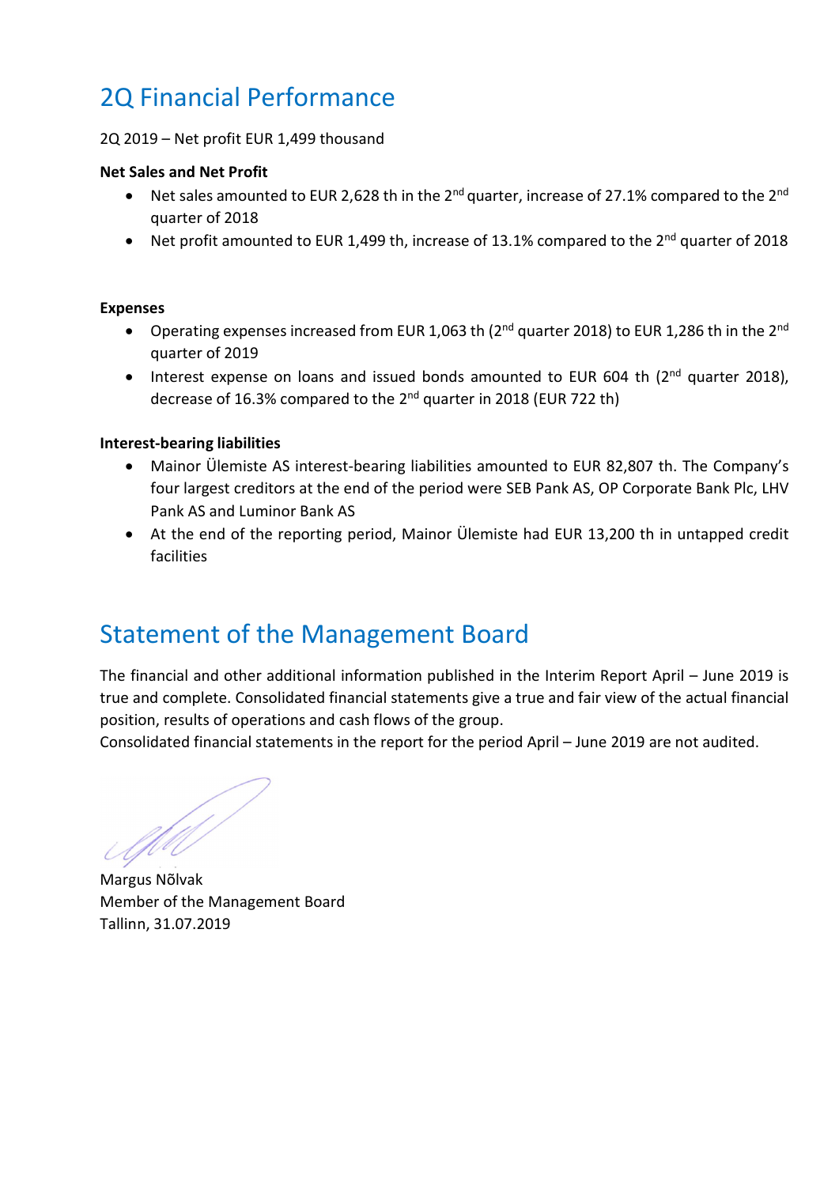# 2Q Financial Performance

2Q 2019 – Net profit EUR 1,499 thousand

**Net Sales and Net Profit**

- Net sales amounted to EUR 2,628 th in the 2nd quarter, increase of 27.1% compared to the 2nd quarter of 2018
- Net profit amounted to EUR 1,499 th, increase of 13.1% compared to the 2nd quarter of 2018

**Expenses**

- Operating expenses increased from EUR 1,063 th (2nd quarter 2018) to EUR 1,286 th in the 2nd quarter of 2019
- Interest expense on loans and issued bonds amounted to EUR 604 th (2nd quarter 2018), decrease of 16.3% compared to the 2nd quarter in 2018 (EUR 722 th)

**Interest-bearing liabilities**

- Mainor Ülemiste AS interest-bearing liabilities amounted to EUR 82,807 th. The Company's four largest creditors at the end of the period were SEB Pank AS, OP Corporate Bank Plc, LHV Pank AS and Luminor Bank AS
- At the end of the reporting period, Mainor Ülemiste had EUR 13,200 th in untapped credit facilities

# Statement of the Management Board

The financial and other additional information published in the Interim Report April – June 2019 is true and complete. Consolidated financial statements give a true and fair view of the actual financial position, results of operations and cash flows of the group.
Consolidated financial statements in the report for the period April – June 2019 are not audited.

Margus Nõlvak
Member of the Management Board
Tallinn, 31.07.2019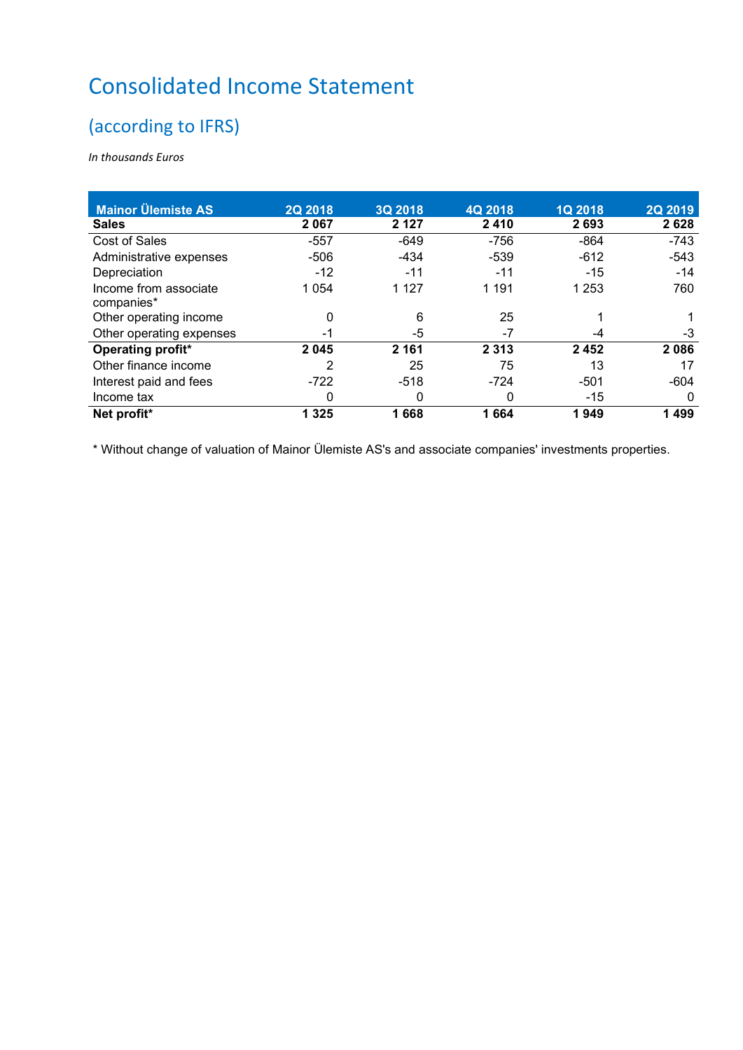# Consolidated Income Statement

## (according to IFRS)

*In thousands Euros*

| Mainor Ülemiste AS | 2Q 2018 | 3Q 2018 | 4Q 2018 | 1Q 2018 | 2Q 2019 |
|---|---|---|---|---|---|
| **Sales** | **2 067** | **2 127** | **2 410** | **2 693** | **2 628** |
| Cost of Sales | -557 | -649 | -756 | -864 | -743 |
| Administrative expenses | -506 | -434 | -539 | -612 | -543 |
| Depreciation | -12 | -11 | -11 | -15 | -14 |
| Income from associate companies* | 1 054 | 1 127 | 1 191 | 1 253 | 760 |
| Other operating income | 0 | 6 | 25 | 1 | 1 |
| Other operating expenses | -1 | -5 | -7 | -4 | -3 |
| **Operating profit*** | **2 045** | **2 161** | **2 313** | **2 452** | **2 086** |
| Other finance income | 2 | 25 | 75 | 13 | 17 |
| Interest paid and fees | -722 | -518 | -724 | -501 | -604 |
| Income tax | 0 | 0 | 0 | -15 | 0 |
| **Net profit*** | **1 325** | **1 668** | **1 664** | **1 949** | **1 499** |

* Without change of valuation of Mainor Ülemiste AS's and associate companies' investments properties.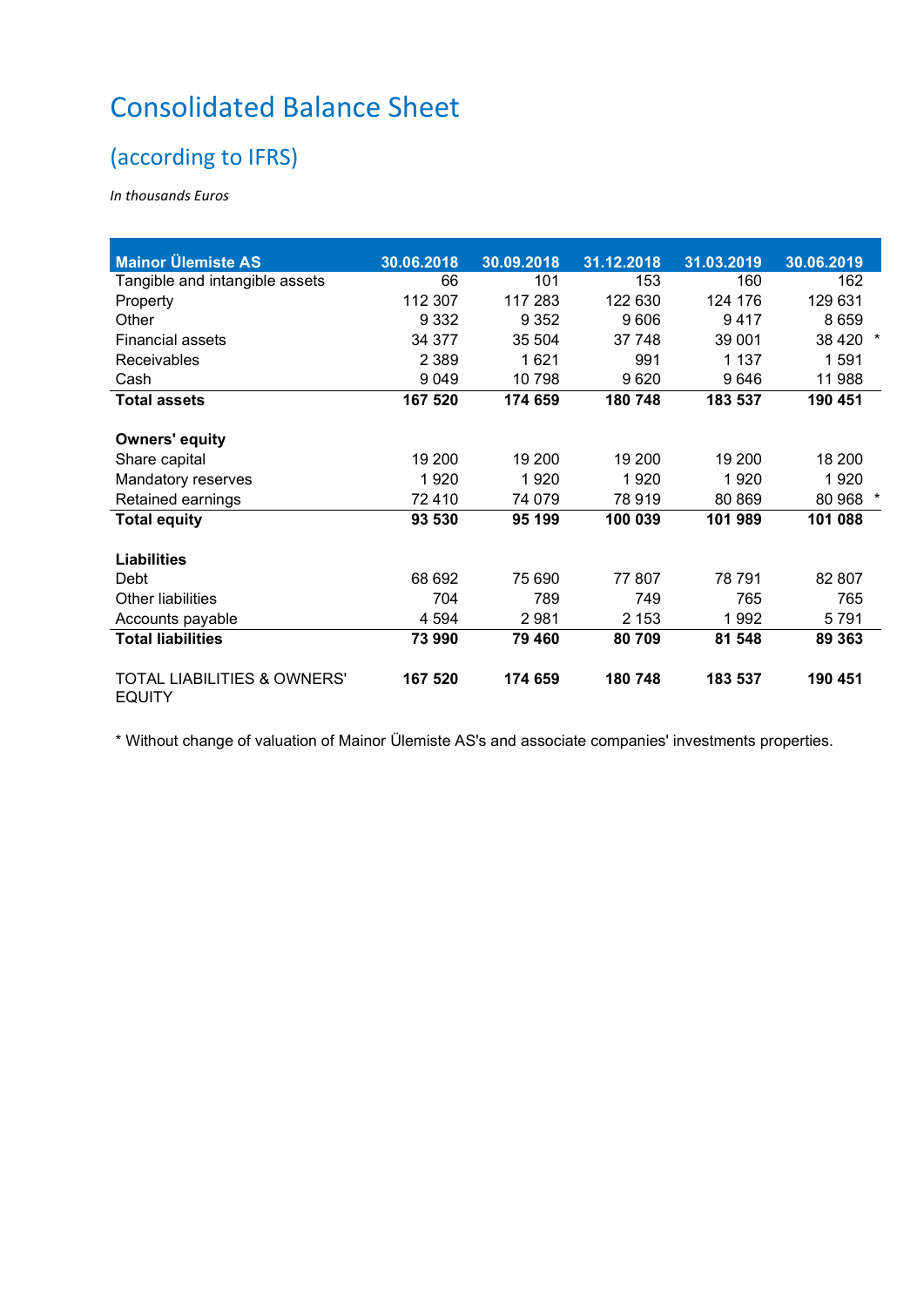# Consolidated Balance Sheet

## (according to IFRS)

*In thousands Euros*

| Mainor Ülemiste AS | 30.06.2018 | 30.09.2018 | 31.12.2018 | 31.03.2019 | 30.06.2019 |
|---|---|---|---|---|---|
| Tangible and intangible assets | 66 | 101 | 153 | 160 | 162 |
| Property | 112 307 | 117 283 | 122 630 | 124 176 | 129 631 |
| Other | 9 332 | 9 352 | 9 606 | 9 417 | 8 659 |
| Financial assets | 34 377 | 35 504 | 37 748 | 39 001 | 38 420 * |
| Receivables | 2 389 | 1 621 | 991 | 1 137 | 1 591 |
| Cash | 9 049 | 10 798 | 9 620 | 9 646 | 11 988 |
| **Total assets** | **167 520** | **174 659** | **180 748** | **183 537** | **190 451** |
| | | | | | |
| **Owners' equity** | | | | | |
| Share capital | 19 200 | 19 200 | 19 200 | 19 200 | 18 200 |
| Mandatory reserves | 1 920 | 1 920 | 1 920 | 1 920 | 1 920 |
| Retained earnings | 72 410 | 74 079 | 78 919 | 80 869 | 80 968 * |
| **Total equity** | **93 530** | **95 199** | **100 039** | **101 989** | **101 088** |
| | | | | | |
| **Liabilities** | | | | | |
| Debt | 68 692 | 75 690 | 77 807 | 78 791 | 82 807 |
| Other liabilities | 704 | 789 | 749 | 765 | 765 |
| Accounts payable | 4 594 | 2 981 | 2 153 | 1 992 | 5 791 |
| **Total liabilities** | **73 990** | **79 460** | **80 709** | **81 548** | **89 363** |
| | | | | | |
| TOTAL LIABILITIES & OWNERS' EQUITY | **167 520** | **174 659** | **180 748** | **183 537** | **190 451** |

\* Without change of valuation of Mainor Ülemiste AS's and associate companies' investments properties.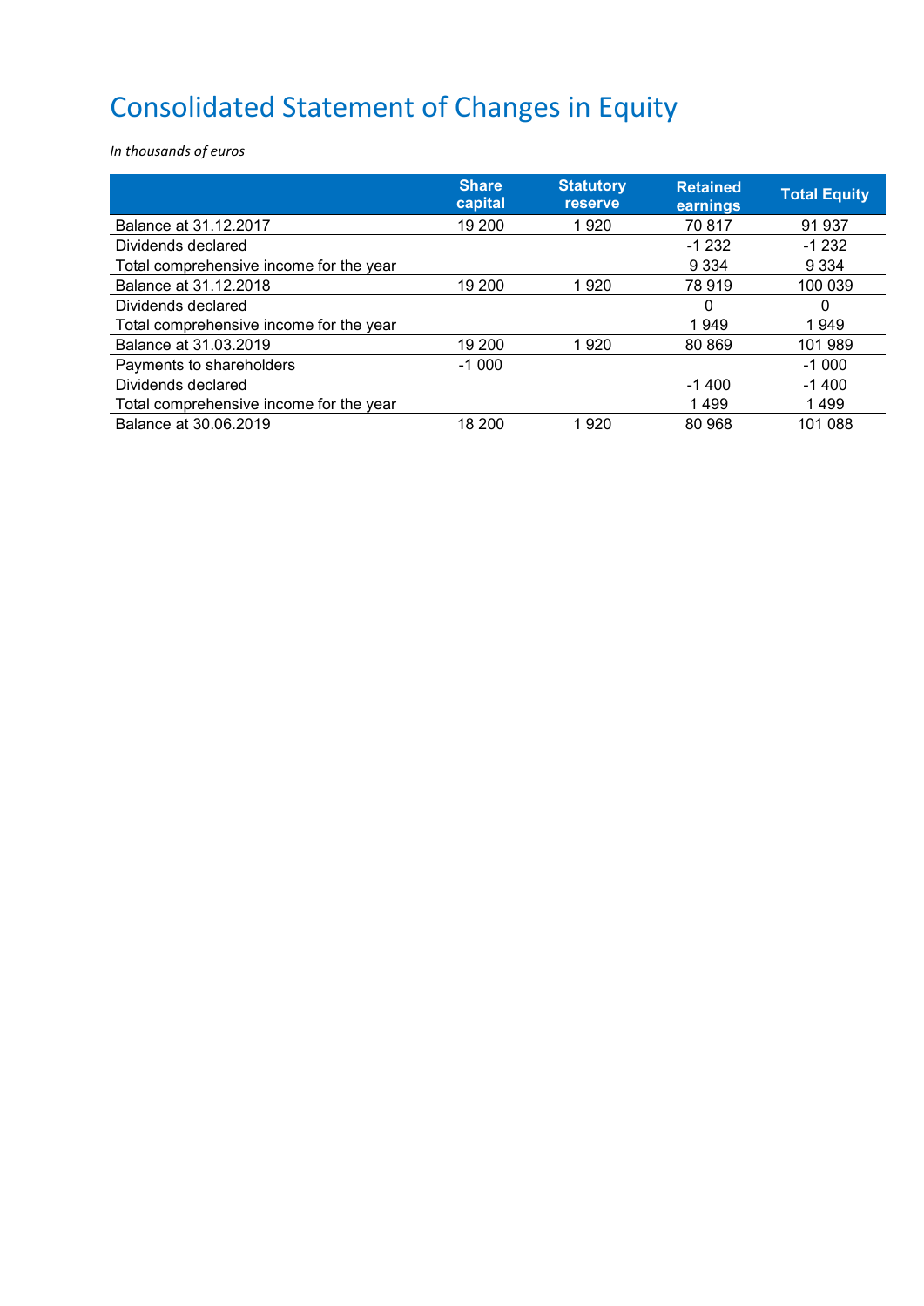# Consolidated Statement of Changes in Equity

*In thousands of euros*

| | Share capital | Statutory reserve | Retained earnings | Total Equity |
|---|---|---|---|---|
| Balance at 31.12.2017 | 19 200 | 1 920 | 70 817 | 91 937 |
| Dividends declared | | | -1 232 | -1 232 |
| Total comprehensive income for the year | | | 9 334 | 9 334 |
| Balance at 31.12.2018 | 19 200 | 1 920 | 78 919 | 100 039 |
| Dividends declared | | | 0 | 0 |
| Total comprehensive income for the year | | | 1 949 | 1 949 |
| Balance at 31.03.2019 | 19 200 | 1 920 | 80 869 | 101 989 |
| Payments to shareholders | -1 000 | | | -1 000 |
| Dividends declared | | | -1 400 | -1 400 |
| Total comprehensive income for the year | | | 1 499 | 1 499 |
| Balance at 30.06.2019 | 18 200 | 1 920 | 80 968 | 101 088 |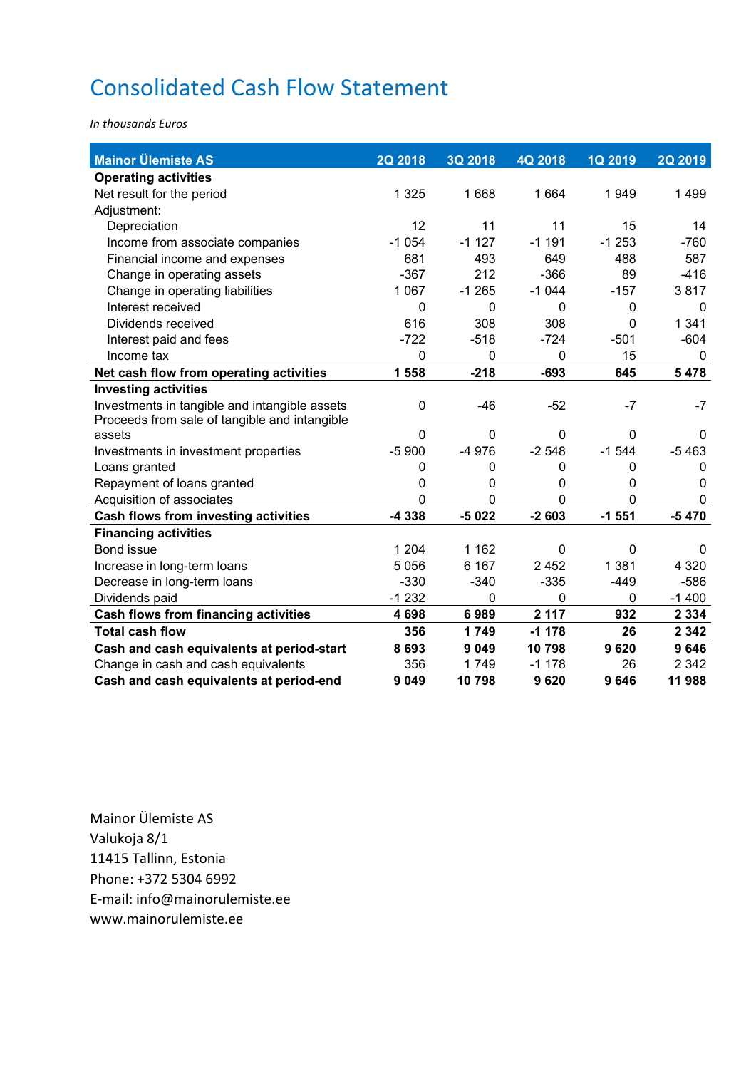# Consolidated Cash Flow Statement

*In thousands Euros*

| Mainor Ülemiste AS | 2Q 2018 | 3Q 2018 | 4Q 2018 | 1Q 2019 | 2Q 2019 |
|---|---|---|---|---|---|
| **Operating activities** | | | | | |
| Net result for the period | 1 325 | 1 668 | 1 664 | 1 949 | 1 499 |
| Adjustment: | | | | | |
| Depreciation | 12 | 11 | 11 | 15 | 14 |
| Income from associate companies | -1 054 | -1 127 | -1 191 | -1 253 | -760 |
| Financial income and expenses | 681 | 493 | 649 | 488 | 587 |
| Change in operating assets | -367 | 212 | -366 | 89 | -416 |
| Change in operating liabilities | 1 067 | -1 265 | -1 044 | -157 | 3 817 |
| Interest received | 0 | 0 | 0 | 0 | 0 |
| Dividends received | 616 | 308 | 308 | 0 | 1 341 |
| Interest paid and fees | -722 | -518 | -724 | -501 | -604 |
| Income tax | 0 | 0 | 0 | 15 | 0 |
| **Net cash flow from operating activities** | **1 558** | **-218** | **-693** | **645** | **5 478** |
| **Investing activities** | | | | | |
| Investments in tangible and intangible assets | 0 | -46 | -52 | -7 | -7 |
| Proceeds from sale of tangible and intangible assets | 0 | 0 | 0 | 0 | 0 |
| Investments in investment properties | -5 900 | -4 976 | -2 548 | -1 544 | -5 463 |
| Loans granted | 0 | 0 | 0 | 0 | 0 |
| Repayment of loans granted | 0 | 0 | 0 | 0 | 0 |
| Acquisition of associates | 0 | 0 | 0 | 0 | 0 |
| **Cash flows from investing activities** | **-4 338** | **-5 022** | **-2 603** | **-1 551** | **-5 470** |
| **Financing activities** | | | | | |
| Bond issue | 1 204 | 1 162 | 0 | 0 | 0 |
| Increase in long-term loans | 5 056 | 6 167 | 2 452 | 1 381 | 4 320 |
| Decrease in long-term loans | -330 | -340 | -335 | -449 | -586 |
| Dividends paid | -1 232 | 0 | 0 | 0 | -1 400 |
| **Cash flows from financing activities** | **4 698** | **6 989** | **2 117** | **932** | **2 334** |
| **Total cash flow** | **356** | **1 749** | **-1 178** | **26** | **2 342** |
| **Cash and cash equivalents at period-start** | **8 693** | **9 049** | **10 798** | **9 620** | **9 646** |
| Change in cash and cash equivalents | 356 | 1 749 | -1 178 | 26 | 2 342 |
| **Cash and cash equivalents at period-end** | **9 049** | **10 798** | **9 620** | **9 646** | **11 988** |

Mainor Ülemiste AS
Valukoja 8/1
11415 Tallinn, Estonia
Phone: +372 5304 6992
E-mail: info@mainorulemiste.ee
www.mainorulemiste.ee